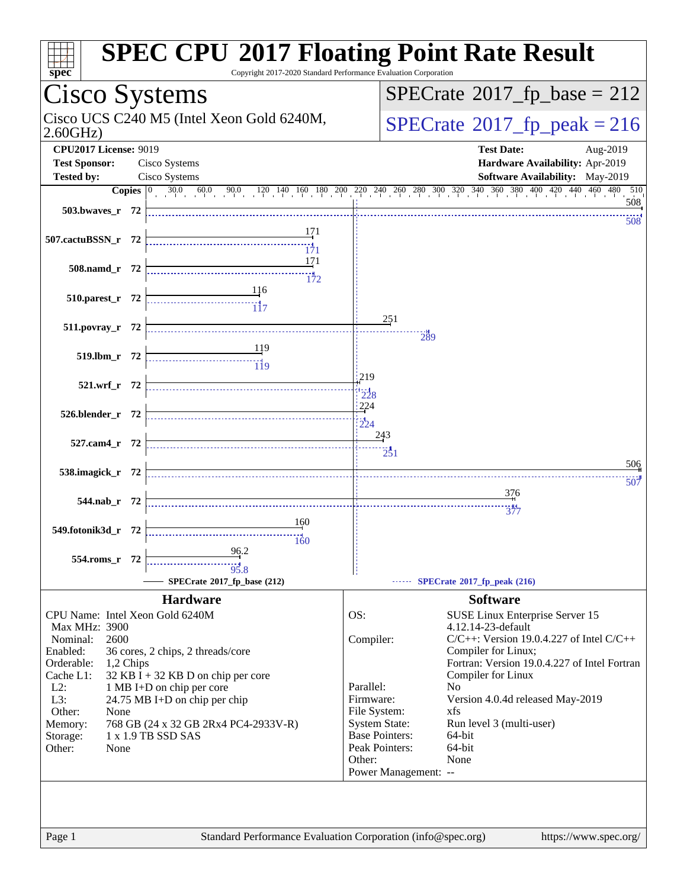# SPEC CPU 2017 Floating Point Rate Result

Copyright 2017-2020 Standard Performance Evaluation Corporation

## Cisco Systems

Cisco UCS C240 M5 (Intel Xeon Gold 6240M, 2.60GHz)

SPECrate 2017_fp_base = 212

SPECrate 2017_fp_peak = 216

**CPU2017 License:** 9019
**Test Sponsor:** Cisco Systems
**Tested by:** Cisco Systems

**Test Date:** Aug-2019
**Hardware Availability:** Apr-2019
**Software Availability:** May-2019

| Benchmark | Copies | Base | Peak |
|---|---|---|---|
| 503.bwaves_r | 72 | 508 | 508 |
| 507.cactuBSSN_r | 72 | 171 | 171 |
| 508.namd_r | 72 | 171 | 172 |
| 510.parest_r | 72 | 116 | 117 |
| 511.povray_r | 72 | 251 | 289 |
| 519.lbm_r | 72 | 119 | 119 |
| 521.wrf_r | 72 | 219 | 228 |
| 526.blender_r | 72 | 224 | 224 |
| 527.cam4_r | 72 | 243 | 251 |
| 538.imagick_r | 72 | 506 | 507 |
| 544.nab_r | 72 | 376 | 377 |
| 549.fotonik3d_r | 72 | 160 | 160 |
| 554.roms_r | 72 | 96.2 | 95.8 |

SPECrate 2017_fp_base (212) — SPECrate 2017_fp_peak (216)

### Hardware

| | |
|---|---|
| CPU Name: | Intel Xeon Gold 6240M |
| Max MHz: | 3900 |
| Nominal: | 2600 |
| Enabled: | 36 cores, 2 chips, 2 threads/core |
| Orderable: | 1,2 Chips |
| Cache L1: | 32 KB I + 32 KB D on chip per core |
| L2: | 1 MB I+D on chip per core |
| L3: | 24.75 MB I+D on chip per chip |
| Other: | None |
| Memory: | 768 GB (24 x 32 GB 2Rx4 PC4-2933V-R) |
| Storage: | 1 x 1.9 TB SSD SAS |
| Other: | None |

### Software

| | |
|---|---|
| OS: | SUSE Linux Enterprise Server 15 4.12.14-23-default |
| Compiler: | C/C++: Version 19.0.4.227 of Intel C/C++ Compiler for Linux; Fortran: Version 19.0.4.227 of Intel Fortran Compiler for Linux |
| Parallel: | No |
| Firmware: | Version 4.0.4d released May-2019 |
| File System: | xfs |
| System State: | Run level 3 (multi-user) |
| Base Pointers: | 64-bit |
| Peak Pointers: | 64-bit |
| Other: | None |
| Power Management: | -- |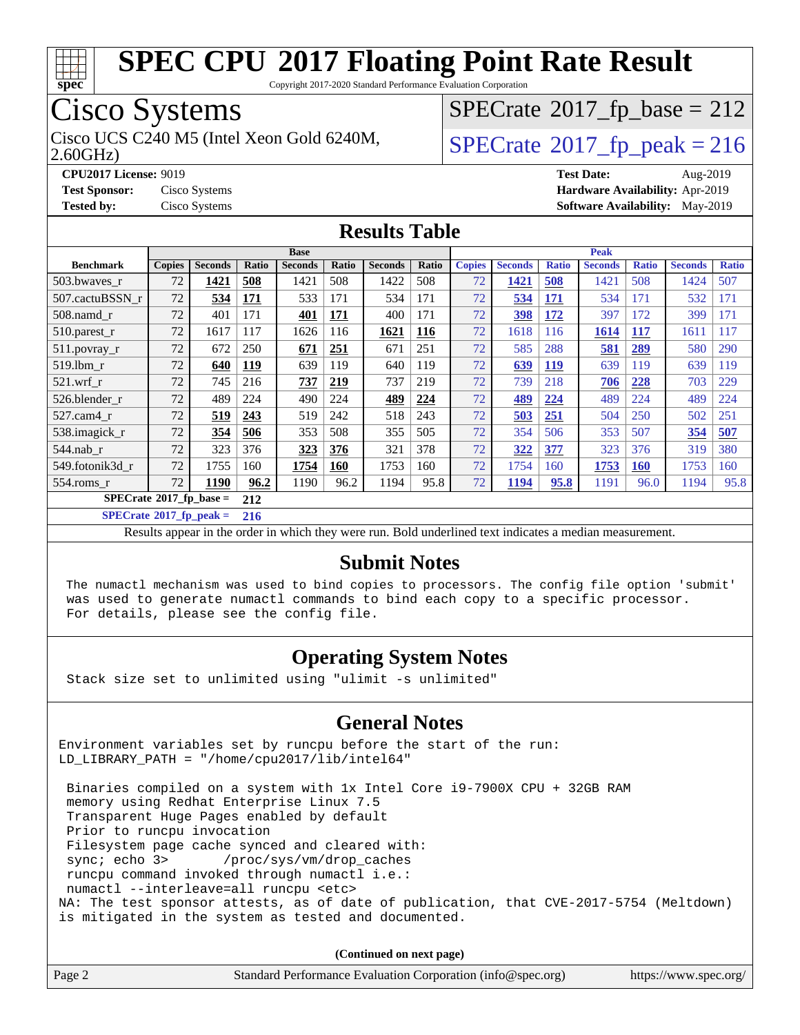# SPEC CPU 2017 Floating Point Rate Result

Copyright 2017-2020 Standard Performance Evaluation Corporation

## Cisco Systems

Cisco UCS C240 M5 (Intel Xeon Gold 6240M, 2.60GHz)

SPECrate 2017_fp_base = 212

SPECrate 2017_fp_peak = 216

**CPU2017 License:** 9019
**Test Sponsor:** Cisco Systems
**Tested by:** Cisco Systems

**Test Date:** Aug-2019
**Hardware Availability:** Apr-2019
**Software Availability:** May-2019

## Results Table

| Benchmark | Base | | | | | | | Peak | | | | | | |
|---|---|---|---|---|---|---|---|---|---|---|---|---|---|---|
| | Copies | Seconds | Ratio | Seconds | Ratio | Seconds | Ratio | Copies | Seconds | Ratio | Seconds | Ratio | Seconds | Ratio |
| 503.bwaves_r | 72 | **1421** | **508** | 1421 | 508 | 1422 | 508 | 72 | **1421** | **508** | 1421 | 508 | 1424 | 507 |
| 507.cactuBSSN_r | 72 | **534** | **171** | 533 | 171 | 534 | 171 | 72 | **534** | **171** | 534 | 171 | 532 | 171 |
| 508.namd_r | 72 | 401 | 171 | **401** | **171** | 400 | 171 | 72 | **398** | **172** | 397 | 172 | 399 | 171 |
| 510.parest_r | 72 | 1617 | 117 | 1626 | 116 | **1621** | **116** | 72 | 1618 | 116 | **1614** | **117** | 1611 | 117 |
| 511.povray_r | 72 | 672 | 250 | **671** | **251** | 671 | 251 | 72 | 585 | 288 | **581** | **289** | 580 | 290 |
| 519.lbm_r | 72 | **640** | **119** | 639 | 119 | 640 | 119 | 72 | **639** | **119** | 639 | 119 | 639 | 119 |
| 521.wrf_r | 72 | 745 | 216 | **737** | **219** | 737 | 219 | 72 | 739 | 218 | **706** | **228** | 703 | 229 |
| 526.blender_r | 72 | 489 | 224 | 490 | 224 | **489** | **224** | 72 | **489** | **224** | 489 | 224 | 489 | 224 |
| 527.cam4_r | 72 | **519** | **243** | 519 | 242 | 518 | 243 | 72 | **503** | **251** | 504 | 250 | 502 | 251 |
| 538.imagick_r | 72 | **354** | **506** | 353 | 508 | 355 | 505 | 72 | 354 | 506 | 353 | 507 | **354** | **507** |
| 544.nab_r | 72 | 323 | 376 | **323** | **376** | 321 | 378 | 72 | **322** | **377** | 323 | 376 | 319 | 380 |
| 549.fotonik3d_r | 72 | 1755 | 160 | **1754** | **160** | 1753 | 160 | 72 | 1754 | 160 | **1753** | **160** | 1753 | 160 |
| 554.roms_r | 72 | **1190** | **96.2** | 1190 | 96.2 | 1194 | 95.8 | 72 | **1194** | **95.8** | 1191 | 96.0 | 1194 | 95.8 |

**SPECrate 2017_fp_base = 212**

**SPECrate 2017_fp_peak = 216**

Results appear in the order in which they were run. Bold underlined text indicates a median measurement.

## Submit Notes

```
The numactl mechanism was used to bind copies to processors. The config file option 'submit'
was used to generate numactl commands to bind each copy to a specific processor.
For details, please see the config file.
```

## Operating System Notes

```
Stack size set to unlimited using "ulimit -s unlimited"
```

## General Notes

```
Environment variables set by runcpu before the start of the run:
LD_LIBRARY_PATH = "/home/cpu2017/lib/intel64"

 Binaries compiled on a system with 1x Intel Core i9-7900X CPU + 32GB RAM
 memory using Redhat Enterprise Linux 7.5
 Transparent Huge Pages enabled by default
 Prior to runcpu invocation
 Filesystem page cache synced and cleared with:
 sync; echo 3>       /proc/sys/vm/drop_caches
 runcpu command invoked through numactl i.e.:
 numactl --interleave=all runcpu <etc>
NA: The test sponsor attests, as of date of publication, that CVE-2017-5754 (Meltdown)
is mitigated in the system as tested and documented.
```

**(Continued on next page)**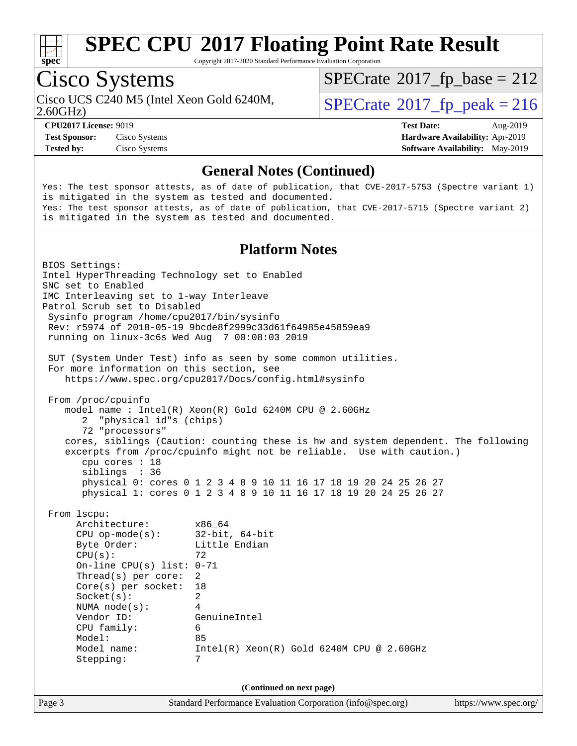# SPEC CPU 2017 Floating Point Rate Result

Copyright 2017-2020 Standard Performance Evaluation Corporation

## Cisco Systems

Cisco UCS C240 M5 (Intel Xeon Gold 6240M, 2.60GHz)

SPECrate 2017_fp_base = 212

SPECrate 2017_fp_peak = 216

**CPU2017 License:** 9019
**Test Sponsor:** Cisco Systems
**Tested by:** Cisco Systems

**Test Date:** Aug-2019
**Hardware Availability:** Apr-2019
**Software Availability:** May-2019

## General Notes (Continued)

```
Yes: The test sponsor attests, as of date of publication, that CVE-2017-5753 (Spectre variant 1)
is mitigated in the system as tested and documented.
Yes: The test sponsor attests, as of date of publication, that CVE-2017-5715 (Spectre variant 2)
is mitigated in the system as tested and documented.
```

## Platform Notes

```
BIOS Settings:
Intel HyperThreading Technology set to Enabled
SNC set to Enabled
IMC Interleaving set to 1-way Interleave
Patrol Scrub set to Disabled
 Sysinfo program /home/cpu2017/bin/sysinfo
 Rev: r5974 of 2018-05-19 9bcde8f2999c33d61f64985e45859ea9
 running on linux-3c6s Wed Aug  7 00:08:03 2019

 SUT (System Under Test) info as seen by some common utilities.
 For more information on this section, see
    https://www.spec.org/cpu2017/Docs/config.html#sysinfo

 From /proc/cpuinfo
    model name : Intel(R) Xeon(R) Gold 6240M CPU @ 2.60GHz
       2  "physical id"s (chips)
       72 "processors"
    cores, siblings (Caution: counting these is hw and system dependent. The following
    excerpts from /proc/cpuinfo might not be reliable.  Use with caution.)
       cpu cores : 18
       siblings  : 36
       physical 0: cores 0 1 2 3 4 8 9 10 11 16 17 18 19 20 24 25 26 27
       physical 1: cores 0 1 2 3 4 8 9 10 11 16 17 18 19 20 24 25 26 27

 From lscpu:
      Architecture:        x86_64
      CPU op-mode(s):      32-bit, 64-bit
      Byte Order:          Little Endian
      CPU(s):              72
      On-line CPU(s) list: 0-71
      Thread(s) per core:  2
      Core(s) per socket:  18
      Socket(s):           2
      NUMA node(s):        4
      Vendor ID:           GenuineIntel
      CPU family:          6
      Model:               85
      Model name:          Intel(R) Xeon(R) Gold 6240M CPU @ 2.60GHz
      Stepping:            7
```

(Continued on next page)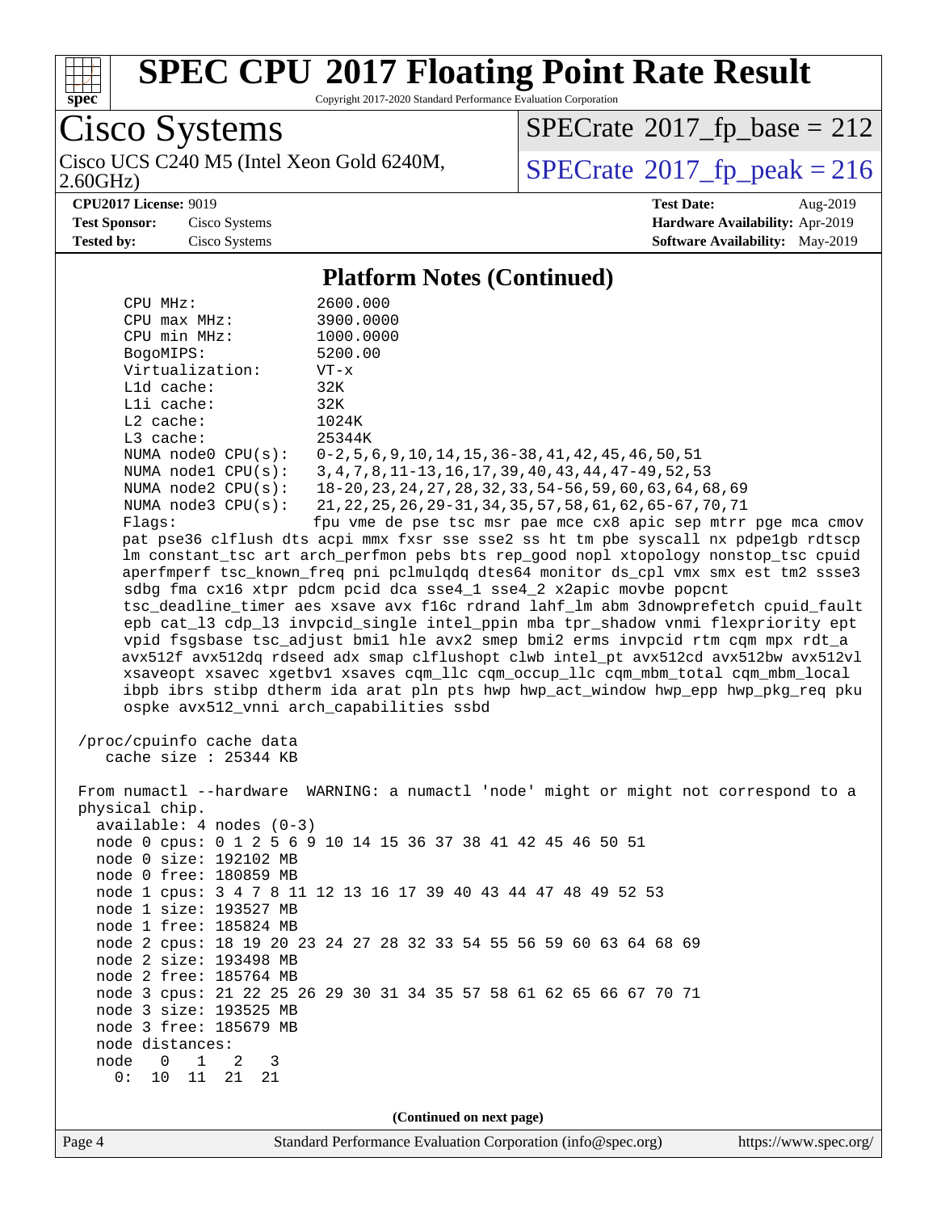# SPEC CPU 2017 Floating Point Rate Result

Copyright 2017-2020 Standard Performance Evaluation Corporation

**Cisco Systems**

Cisco UCS C240 M5 (Intel Xeon Gold 6240M, 2.60GHz)

SPECrate 2017_fp_base = 212

SPECrate 2017_fp_peak = 216

**CPU2017 License:** 9019
**Test Sponsor:** Cisco Systems
**Tested by:** Cisco Systems

**Test Date:** Aug-2019
**Hardware Availability:** Apr-2019
**Software Availability:** May-2019

## Platform Notes (Continued)

```
    CPU MHz:               2600.000
    CPU max MHz:           3900.0000
    CPU min MHz:           1000.0000
    BogoMIPS:              5200.00
    Virtualization:        VT-x
    L1d cache:             32K
    L1i cache:             32K
    L2 cache:              1024K
    L3 cache:              25344K
    NUMA node0 CPU(s):     0-2,5,6,9,10,14,15,36-38,41,42,45,46,50,51
    NUMA node1 CPU(s):     3,4,7,8,11-13,16,17,39,40,43,44,47-49,52,53
    NUMA node2 CPU(s):     18-20,23,24,27,28,32,33,54-56,59,60,63,64,68,69
    NUMA node3 CPU(s):     21,22,25,26,29-31,34,35,57,58,61,62,65-67,70,71
    Flags:                 fpu vme de pse tsc msr pae mce cx8 apic sep mtrr pge mca cmov
    pat pse36 clflush dts acpi mmx fxsr sse sse2 ss ht tm pbe syscall nx pdpe1gb rdtscp
    lm constant_tsc art arch_perfmon pebs bts rep_good nopl xtopology nonstop_tsc cpuid
    aperfmperf tsc_known_freq pni pclmulqdq dtes64 monitor ds_cpl vmx smx est tm2 ssse3
    sdbg fma cx16 xtpr pdcm pcid dca sse4_1 sse4_2 x2apic movbe popcnt
    tsc_deadline_timer aes xsave avx f16c rdrand lahf_lm abm 3dnowprefetch cpuid_fault
    epb cat_l3 cdp_l3 invpcid_single intel_ppin mba tpr_shadow vnmi flexpriority ept
    vpid fsgsbase tsc_adjust bmi1 hle avx2 smep bmi2 erms invpcid rtm cqm mpx rdt_a
    avx512f avx512dq rdseed adx smap clflushopt clwb intel_pt avx512cd avx512bw avx512vl
    xsaveopt xsavec xgetbv1 xsaves cqm_llc cqm_occup_llc cqm_mbm_total cqm_mbm_local
    ibpb ibrs stibp dtherm ida arat pln pts hwp hwp_act_window hwp_epp hwp_pkg_req pku
    ospke avx512_vnni arch_capabilities ssbd

 /proc/cpuinfo cache data
    cache size : 25344 KB

 From numactl --hardware  WARNING: a numactl 'node' might or might not correspond to a
 physical chip.
   available: 4 nodes (0-3)
   node 0 cpus: 0 1 2 5 6 9 10 14 15 36 37 38 41 42 45 46 50 51
   node 0 size: 192102 MB
   node 0 free: 180859 MB
   node 1 cpus: 3 4 7 8 11 12 13 16 17 39 40 43 44 47 48 49 52 53
   node 1 size: 193527 MB
   node 1 free: 185824 MB
   node 2 cpus: 18 19 20 23 24 27 28 32 33 54 55 56 59 60 63 64 68 69
   node 2 size: 193498 MB
   node 2 free: 185764 MB
   node 3 cpus: 21 22 25 26 29 30 31 34 35 57 58 61 62 65 66 67 70 71
   node 3 size: 193525 MB
   node 3 free: 185679 MB
   node distances:
   node   0   1   2   3
     0:  10  11  21  21
```

(Continued on next page)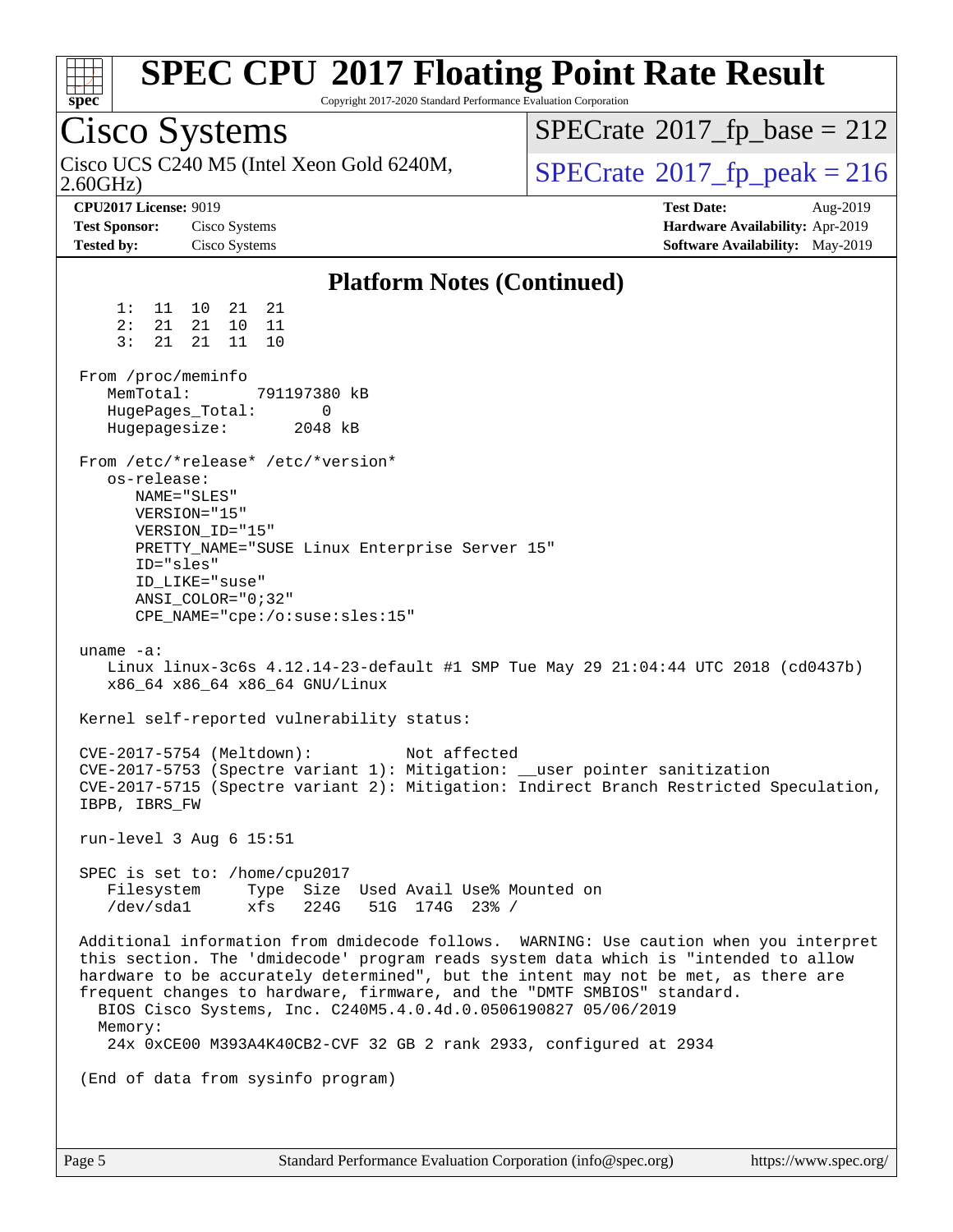## Platform Notes (Continued)

```
     1:  11  10  21  21
     2:  21  21  10  11
     3:  21  21  11  10

 From /proc/meminfo
    MemTotal:       791197380 kB
    HugePages_Total:       0
    Hugepagesize:       2048 kB

 From /etc/*release* /etc/*version*
    os-release:
       NAME="SLES"
       VERSION="15"
       VERSION_ID="15"
       PRETTY_NAME="SUSE Linux Enterprise Server 15"
       ID="sles"
       ID_LIKE="suse"
       ANSI_COLOR="0;32"
       CPE_NAME="cpe:/o:suse:sles:15"

 uname -a:
    Linux linux-3c6s 4.12.14-23-default #1 SMP Tue May 29 21:04:44 UTC 2018 (cd0437b)
    x86_64 x86_64 x86_64 GNU/Linux

 Kernel self-reported vulnerability status:

 CVE-2017-5754 (Meltdown):          Not affected
 CVE-2017-5753 (Spectre variant 1): Mitigation: __user pointer sanitization
 CVE-2017-5715 (Spectre variant 2): Mitigation: Indirect Branch Restricted Speculation,
 IBPB, IBRS_FW

 run-level 3 Aug 6 15:51

 SPEC is set to: /home/cpu2017
    Filesystem     Type  Size  Used Avail Use% Mounted on
    /dev/sda1      xfs   224G   51G  174G  23% /

 Additional information from dmidecode follows.  WARNING: Use caution when you interpret
 this section. The 'dmidecode' program reads system data which is "intended to allow
 hardware to be accurately determined", but the intent may not be met, as there are
 frequent changes to hardware, firmware, and the "DMTF SMBIOS" standard.
   BIOS Cisco Systems, Inc. C240M5.4.0.4d.0.0506190827 05/06/2019
   Memory:
    24x 0xCE00 M393A4K40CB2-CVF 32 GB 2 rank 2933, configured at 2934

 (End of data from sysinfo program)
```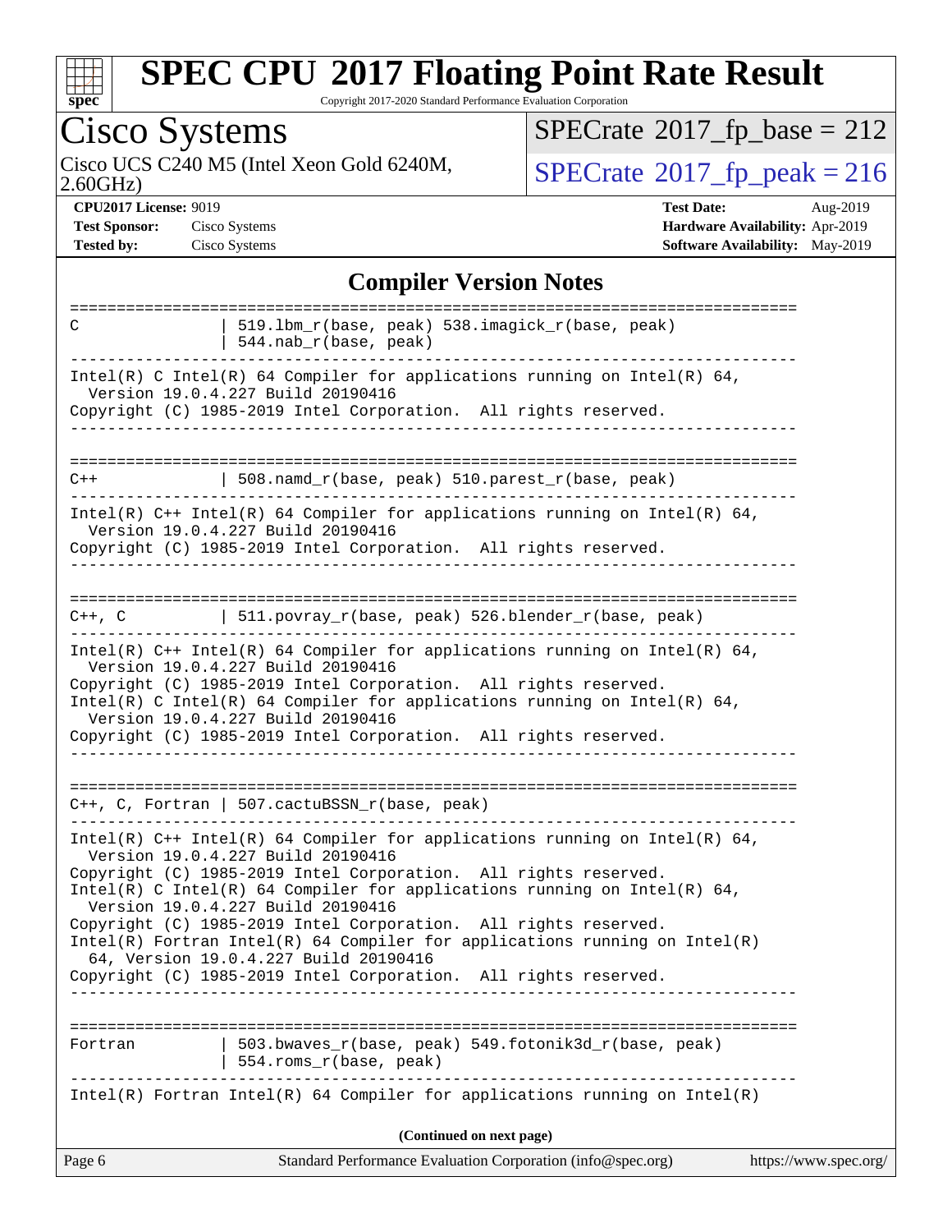## Compiler Version Notes

```
==============================================================================
C               | 519.lbm_r(base, peak) 538.imagick_r(base, peak)
                | 544.nab_r(base, peak)
------------------------------------------------------------------------------
Intel(R) C Intel(R) 64 Compiler for applications running on Intel(R) 64,
  Version 19.0.4.227 Build 20190416
Copyright (C) 1985-2019 Intel Corporation.  All rights reserved.
------------------------------------------------------------------------------

==============================================================================
C++             | 508.namd_r(base, peak) 510.parest_r(base, peak)
------------------------------------------------------------------------------
Intel(R) C++ Intel(R) 64 Compiler for applications running on Intel(R) 64,
  Version 19.0.4.227 Build 20190416
Copyright (C) 1985-2019 Intel Corporation.  All rights reserved.
------------------------------------------------------------------------------

==============================================================================
C++, C          | 511.povray_r(base, peak) 526.blender_r(base, peak)
------------------------------------------------------------------------------
Intel(R) C++ Intel(R) 64 Compiler for applications running on Intel(R) 64,
  Version 19.0.4.227 Build 20190416
Copyright (C) 1985-2019 Intel Corporation.  All rights reserved.
Intel(R) C Intel(R) 64 Compiler for applications running on Intel(R) 64,
  Version 19.0.4.227 Build 20190416
Copyright (C) 1985-2019 Intel Corporation.  All rights reserved.
------------------------------------------------------------------------------

==============================================================================
C++, C, Fortran | 507.cactuBSSN_r(base, peak)
------------------------------------------------------------------------------
Intel(R) C++ Intel(R) 64 Compiler for applications running on Intel(R) 64,
  Version 19.0.4.227 Build 20190416
Copyright (C) 1985-2019 Intel Corporation.  All rights reserved.
Intel(R) C Intel(R) 64 Compiler for applications running on Intel(R) 64,
  Version 19.0.4.227 Build 20190416
Copyright (C) 1985-2019 Intel Corporation.  All rights reserved.
Intel(R) Fortran Intel(R) 64 Compiler for applications running on Intel(R)
  64, Version 19.0.4.227 Build 20190416
Copyright (C) 1985-2019 Intel Corporation.  All rights reserved.
------------------------------------------------------------------------------

==============================================================================
Fortran         | 503.bwaves_r(base, peak) 549.fotonik3d_r(base, peak)
                | 554.roms_r(base, peak)
------------------------------------------------------------------------------
Intel(R) Fortran Intel(R) 64 Compiler for applications running on Intel(R)
```

(Continued on next page)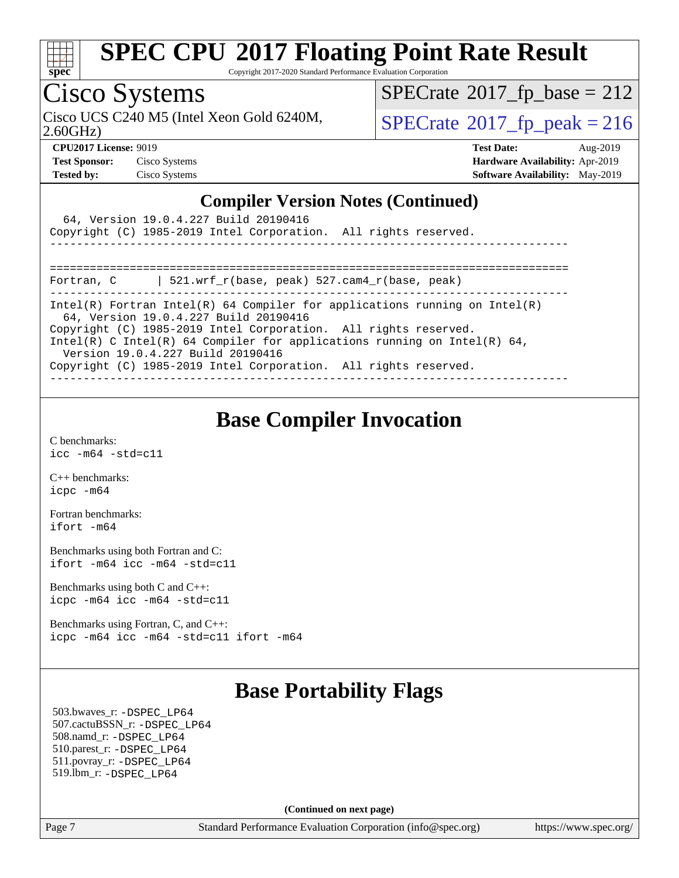## Compiler Version Notes (Continued)

```
  64, Version 19.0.4.227 Build 20190416
Copyright (C) 1985-2019 Intel Corporation.  All rights reserved.
------------------------------------------------------------------------------

==============================================================================
Fortran, C      | 521.wrf_r(base, peak) 527.cam4_r(base, peak)
------------------------------------------------------------------------------
Intel(R) Fortran Intel(R) 64 Compiler for applications running on Intel(R)
  64, Version 19.0.4.227 Build 20190416
Copyright (C) 1985-2019 Intel Corporation.  All rights reserved.
Intel(R) C Intel(R) 64 Compiler for applications running on Intel(R) 64,
  Version 19.0.4.227 Build 20190416
Copyright (C) 1985-2019 Intel Corporation.  All rights reserved.
------------------------------------------------------------------------------
```

## Base Compiler Invocation

C benchmarks:
`icc -m64 -std=c11`

C++ benchmarks:
`icpc -m64`

Fortran benchmarks:
`ifort -m64`

Benchmarks using both Fortran and C:
`ifort -m64 icc -m64 -std=c11`

Benchmarks using both C and C++:
`icpc -m64 icc -m64 -std=c11`

Benchmarks using Fortran, C, and C++:
`icpc -m64 icc -m64 -std=c11 ifort -m64`

## Base Portability Flags

503.bwaves_r: `-DSPEC_LP64`
507.cactuBSSN_r: `-DSPEC_LP64`
508.namd_r: `-DSPEC_LP64`
510.parest_r: `-DSPEC_LP64`
511.povray_r: `-DSPEC_LP64`
519.lbm_r: `-DSPEC_LP64`

**(Continued on next page)**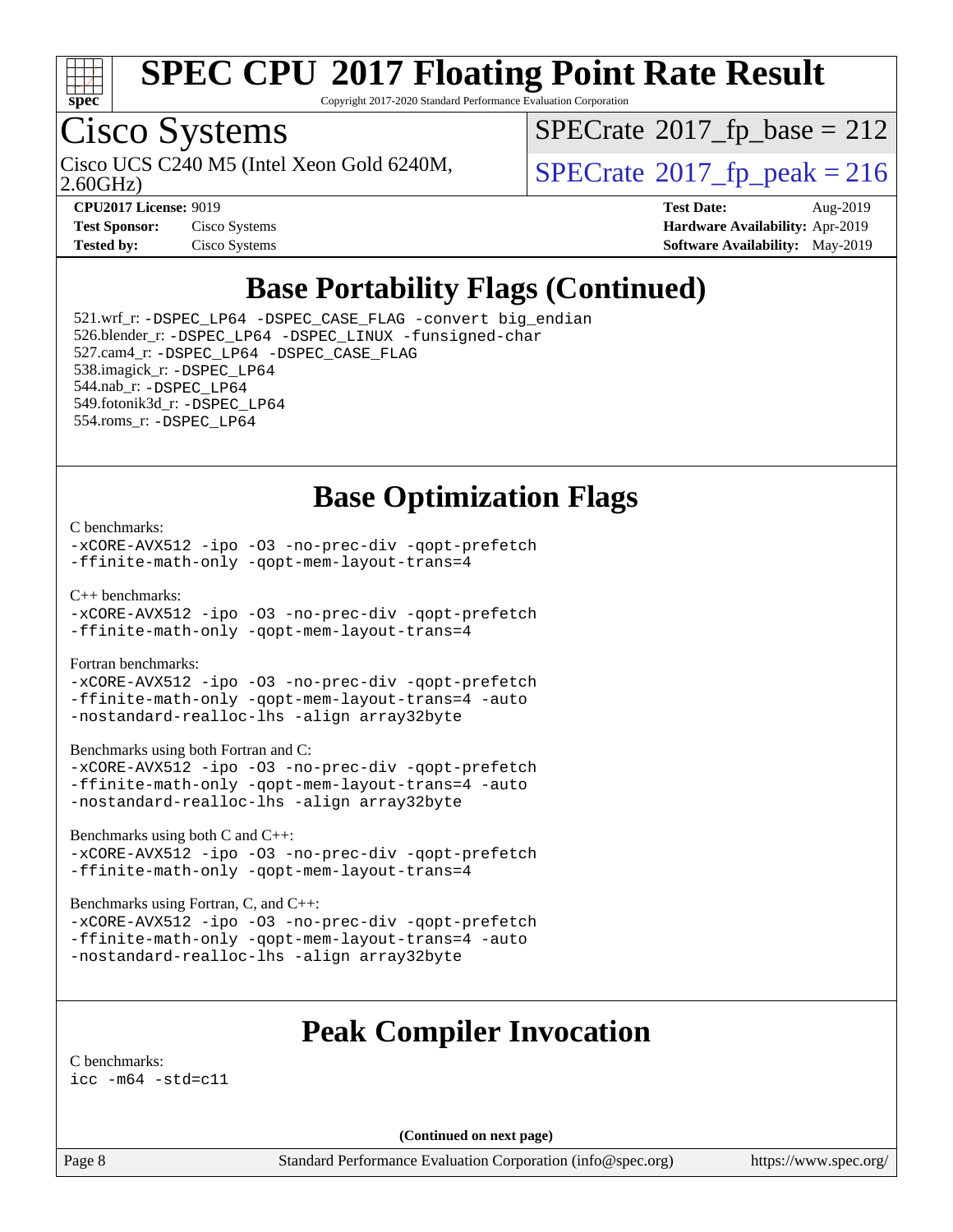## Base Portability Flags (Continued)

521.wrf_r: `-DSPEC_LP64 -DSPEC_CASE_FLAG -convert big_endian`
526.blender_r: `-DSPEC_LP64 -DSPEC_LINUX -funsigned-char`
527.cam4_r: `-DSPEC_LP64 -DSPEC_CASE_FLAG`
538.imagick_r: `-DSPEC_LP64`
544.nab_r: `-DSPEC_LP64`
549.fotonik3d_r: `-DSPEC_LP64`
554.roms_r: `-DSPEC_LP64`

## Base Optimization Flags

C benchmarks:

```
-xCORE-AVX512 -ipo -O3 -no-prec-div -qopt-prefetch
-ffinite-math-only -qopt-mem-layout-trans=4
```

C++ benchmarks:

```
-xCORE-AVX512 -ipo -O3 -no-prec-div -qopt-prefetch
-ffinite-math-only -qopt-mem-layout-trans=4
```

Fortran benchmarks:

```
-xCORE-AVX512 -ipo -O3 -no-prec-div -qopt-prefetch
-ffinite-math-only -qopt-mem-layout-trans=4 -auto
-nostandard-realloc-lhs -align array32byte
```

Benchmarks using both Fortran and C:

```
-xCORE-AVX512 -ipo -O3 -no-prec-div -qopt-prefetch
-ffinite-math-only -qopt-mem-layout-trans=4 -auto
-nostandard-realloc-lhs -align array32byte
```

Benchmarks using both C and C++:

```
-xCORE-AVX512 -ipo -O3 -no-prec-div -qopt-prefetch
-ffinite-math-only -qopt-mem-layout-trans=4
```

Benchmarks using Fortran, C, and C++:

```
-xCORE-AVX512 -ipo -O3 -no-prec-div -qopt-prefetch
-ffinite-math-only -qopt-mem-layout-trans=4 -auto
-nostandard-realloc-lhs -align array32byte
```

## Peak Compiler Invocation

C benchmarks:

```
icc -m64 -std=c11
```

**(Continued on next page)**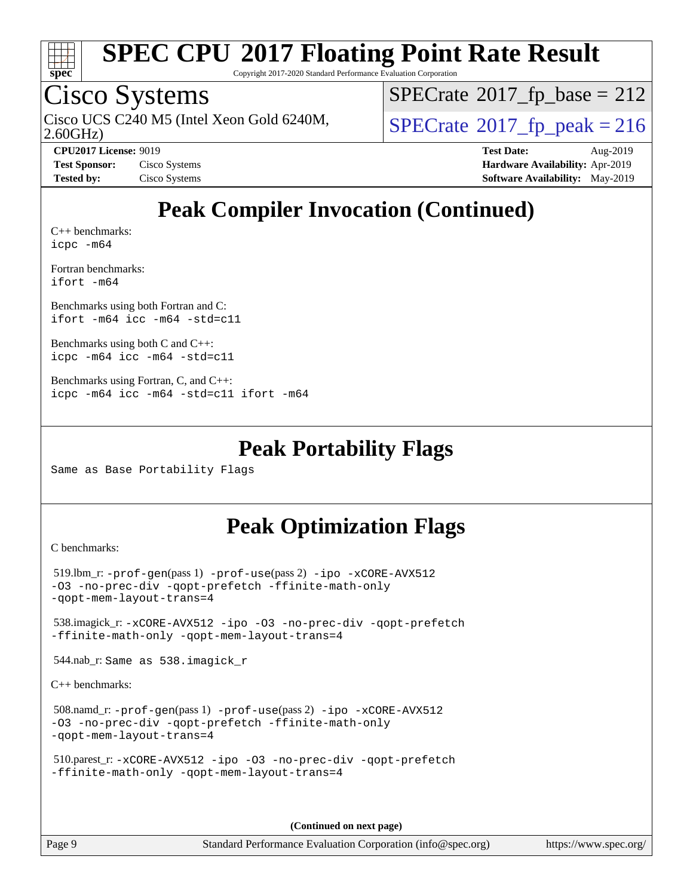# Peak Compiler Invocation (Continued)

C++ benchmarks:
```
icpc -m64
```

Fortran benchmarks:
```
ifort -m64
```

Benchmarks using both Fortran and C:
```
ifort -m64 icc -m64 -std=c11
```

Benchmarks using both C and C++:
```
icpc -m64 icc -m64 -std=c11
```

Benchmarks using Fortran, C, and C++:
```
icpc -m64 icc -m64 -std=c11 ifort -m64
```

# Peak Portability Flags

Same as Base Portability Flags

# Peak Optimization Flags

C benchmarks:

519.lbm_r: -prof-gen(pass 1) -prof-use(pass 2) -ipo -xCORE-AVX512 -O3 -no-prec-div -qopt-prefetch -ffinite-math-only -qopt-mem-layout-trans=4

538.imagick_r: -xCORE-AVX512 -ipo -O3 -no-prec-div -qopt-prefetch -ffinite-math-only -qopt-mem-layout-trans=4

544.nab_r: Same as 538.imagick_r

C++ benchmarks:

508.namd_r: -prof-gen(pass 1) -prof-use(pass 2) -ipo -xCORE-AVX512 -O3 -no-prec-div -qopt-prefetch -ffinite-math-only -qopt-mem-layout-trans=4

510.parest_r: -xCORE-AVX512 -ipo -O3 -no-prec-div -qopt-prefetch -ffinite-math-only -qopt-mem-layout-trans=4

(Continued on next page)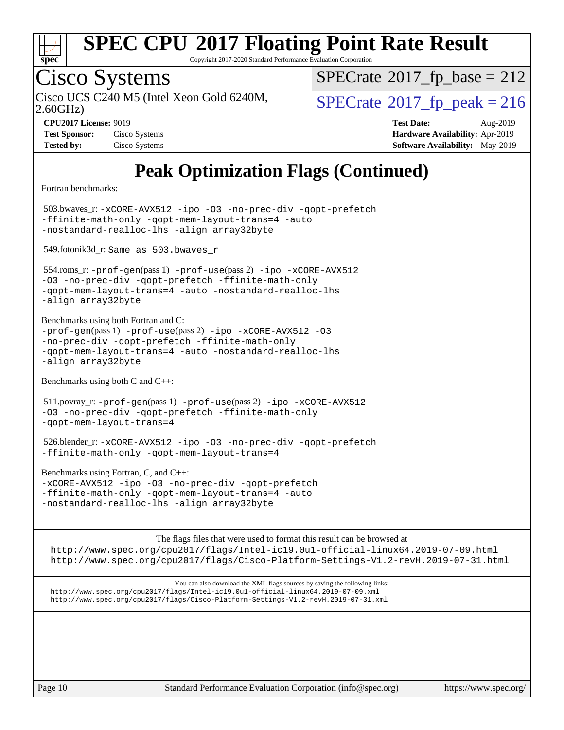# Peak Optimization Flags (Continued)

Fortran benchmarks:

503.bwaves_r: -xCORE-AVX512 -ipo -O3 -no-prec-div -qopt-prefetch -ffinite-math-only -qopt-mem-layout-trans=4 -auto -nostandard-realloc-lhs -align array32byte

549.fotonik3d_r: Same as 503.bwaves_r

554.roms_r: -prof-gen(pass 1) -prof-use(pass 2) -ipo -xCORE-AVX512 -O3 -no-prec-div -qopt-prefetch -ffinite-math-only -qopt-mem-layout-trans=4 -auto -nostandard-realloc-lhs -align array32byte

Benchmarks using both Fortran and C:
-prof-gen(pass 1) -prof-use(pass 2) -ipo -xCORE-AVX512 -O3 -no-prec-div -qopt-prefetch -ffinite-math-only -qopt-mem-layout-trans=4 -auto -nostandard-realloc-lhs -align array32byte

Benchmarks using both C and C++:

511.povray_r: -prof-gen(pass 1) -prof-use(pass 2) -ipo -xCORE-AVX512 -O3 -no-prec-div -qopt-prefetch -ffinite-math-only -qopt-mem-layout-trans=4

526.blender_r: -xCORE-AVX512 -ipo -O3 -no-prec-div -qopt-prefetch -ffinite-math-only -qopt-mem-layout-trans=4

Benchmarks using Fortran, C, and C++:
-xCORE-AVX512 -ipo -O3 -no-prec-div -qopt-prefetch -ffinite-math-only -qopt-mem-layout-trans=4 -auto -nostandard-realloc-lhs -align array32byte

The flags files that were used to format this result can be browsed at
http://www.spec.org/cpu2017/flags/Intel-ic19.0u1-official-linux64.2019-07-09.html
http://www.spec.org/cpu2017/flags/Cisco-Platform-Settings-V1.2-revH.2019-07-31.html

You can also download the XML flags sources by saving the following links:
http://www.spec.org/cpu2017/flags/Intel-ic19.0u1-official-linux64.2019-07-09.xml
http://www.spec.org/cpu2017/flags/Cisco-Platform-Settings-V1.2-revH.2019-07-31.xml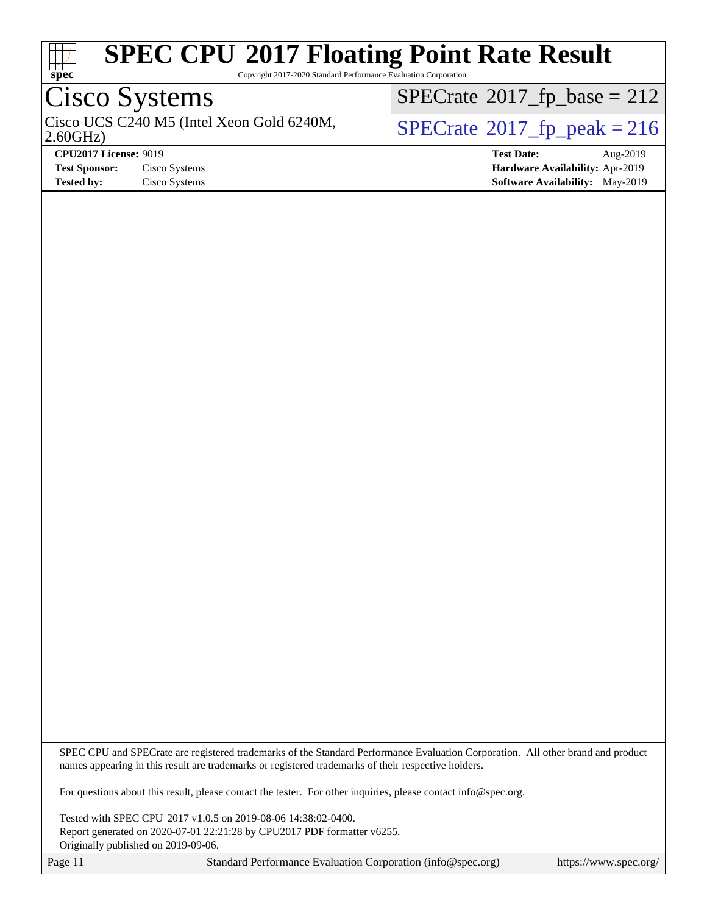SPEC CPU and SPECrate are registered trademarks of the Standard Performance Evaluation Corporation. All other brand and product names appearing in this result are trademarks or registered trademarks of their respective holders.

For questions about this result, please contact the tester. For other inquiries, please contact info@spec.org.

Tested with SPEC CPU 2017 v1.0.5 on 2019-08-06 14:38:02-0400.
Report generated on 2020-07-01 22:21:28 by CPU2017 PDF formatter v6255.
Originally published on 2019-09-06.